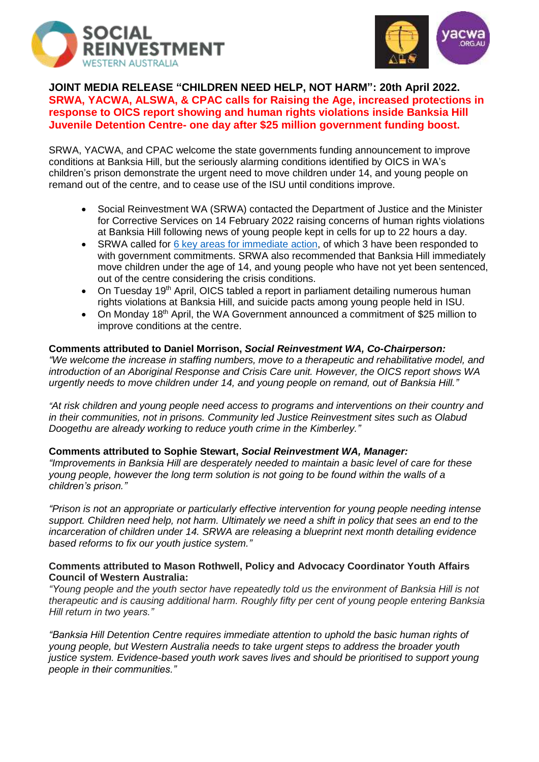**JOINT MEDIA RELEASE "CHILDREN NEED HELP, NOT HARM": 20th April 2022.**
**SRWA, YACWA, ALSWA, & CPAC calls for Raising the Age, increased protections in response to OICS report showing and human rights violations inside Banksia Hill Juvenile Detention Centre- one day after $25 million government funding boost.**

SRWA, YACWA, and CPAC welcome the state governments funding announcement to improve conditions at Banksia Hill, but the seriously alarming conditions identified by OICS in WA's children's prison demonstrate the urgent need to move children under 14, and young people on remand out of the centre, and to cease use of the ISU until conditions improve.

- Social Reinvestment WA (SRWA) contacted the Department of Justice and the Minister for Corrective Services on 14 February 2022 raising concerns of human rights violations at Banksia Hill following news of young people kept in cells for up to 22 hours a day.
- SRWA called for [6 key areas for immediate action](), of which 3 have been responded to with government commitments. SRWA also recommended that Banksia Hill immediately move children under the age of 14, and young people who have not yet been sentenced, out of the centre considering the crisis conditions.
- On Tuesday 19th April, OICS tabled a report in parliament detailing numerous human rights violations at Banksia Hill, and suicide pacts among young people held in ISU.
- On Monday 18th April, the WA Government announced a commitment of $25 million to improve conditions at the centre.

**Comments attributed to Daniel Morrison, *Social Reinvestment WA, Co-Chairperson:***
*"We welcome the increase in staffing numbers, move to a therapeutic and rehabilitative model, and introduction of an Aboriginal Response and Crisis Care unit. However, the OICS report shows WA urgently needs to move children under 14, and young people on remand, out of Banksia Hill."*

*"At risk children and young people need access to programs and interventions on their country and in their communities, not in prisons. Community led Justice Reinvestment sites such as Olabud Doogethu are already working to reduce youth crime in the Kimberley."*

**Comments attributed to Sophie Stewart, *Social Reinvestment WA, Manager:***
*"Improvements in Banksia Hill are desperately needed to maintain a basic level of care for these young people, however the long term solution is not going to be found within the walls of a children's prison."*

*"Prison is not an appropriate or particularly effective intervention for young people needing intense support. Children need help, not harm. Ultimately we need a shift in policy that sees an end to the incarceration of children under 14. SRWA are releasing a blueprint next month detailing evidence based reforms to fix our youth justice system."*

**Comments attributed to Mason Rothwell, Policy and Advocacy Coordinator Youth Affairs Council of Western Australia:**
*"Young people and the youth sector have repeatedly told us the environment of Banksia Hill is not therapeutic and is causing additional harm. Roughly fifty per cent of young people entering Banksia Hill return in two years."*

*"Banksia Hill Detention Centre requires immediate attention to uphold the basic human rights of young people, but Western Australia needs to take urgent steps to address the broader youth justice system. Evidence-based youth work saves lives and should be prioritised to support young people in their communities."*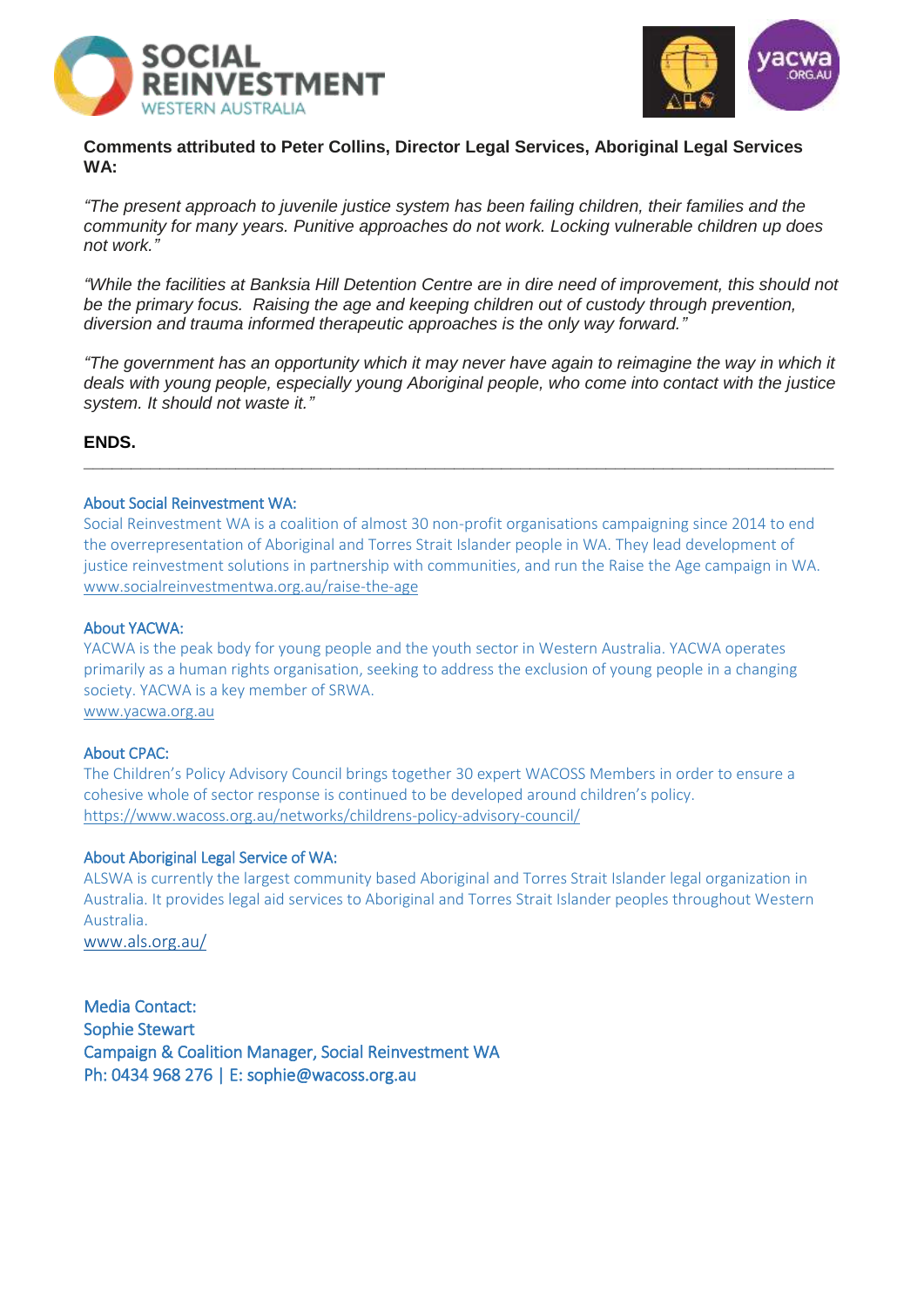**Comments attributed to Peter Collins, Director Legal Services, Aboriginal Legal Services WA:**

*"The present approach to juvenile justice system has been failing children, their families and the community for many years. Punitive approaches do not work. Locking vulnerable children up does not work."*

*"While the facilities at Banksia Hill Detention Centre are in dire need of improvement, this should not be the primary focus. Raising the age and keeping children out of custody through prevention, diversion and trauma informed therapeutic approaches is the only way forward."*

*"The government has an opportunity which it may never have again to reimagine the way in which it deals with young people, especially young Aboriginal people, who come into contact with the justice system. It should not waste it."*

**ENDS.**

---

About Social Reinvestment WA:

Social Reinvestment WA is a coalition of almost 30 non-profit organisations campaigning since 2014 to end the overrepresentation of Aboriginal and Torres Strait Islander people in WA. They lead development of justice reinvestment solutions in partnership with communities, and run the Raise the Age campaign in WA. www.socialreinvestmentwa.org.au/raise-the-age

About YACWA:

YACWA is the peak body for young people and the youth sector in Western Australia. YACWA operates primarily as a human rights organisation, seeking to address the exclusion of young people in a changing society. YACWA is a key member of SRWA.
www.yacwa.org.au

About CPAC:

The Children's Policy Advisory Council brings together 30 expert WACOSS Members in order to ensure a cohesive whole of sector response is continued to be developed around children's policy.
https://www.wacoss.org.au/networks/childrens-policy-advisory-council/

About Aboriginal Legal Service of WA:

ALSWA is currently the largest community based Aboriginal and Torres Strait Islander legal organization in Australia. It provides legal aid services to Aboriginal and Torres Strait Islander peoples throughout Western Australia.
www.als.org.au/

Media Contact:
Sophie Stewart
Campaign & Coalition Manager, Social Reinvestment WA
Ph: 0434 968 276 | E: sophie@wacoss.org.au